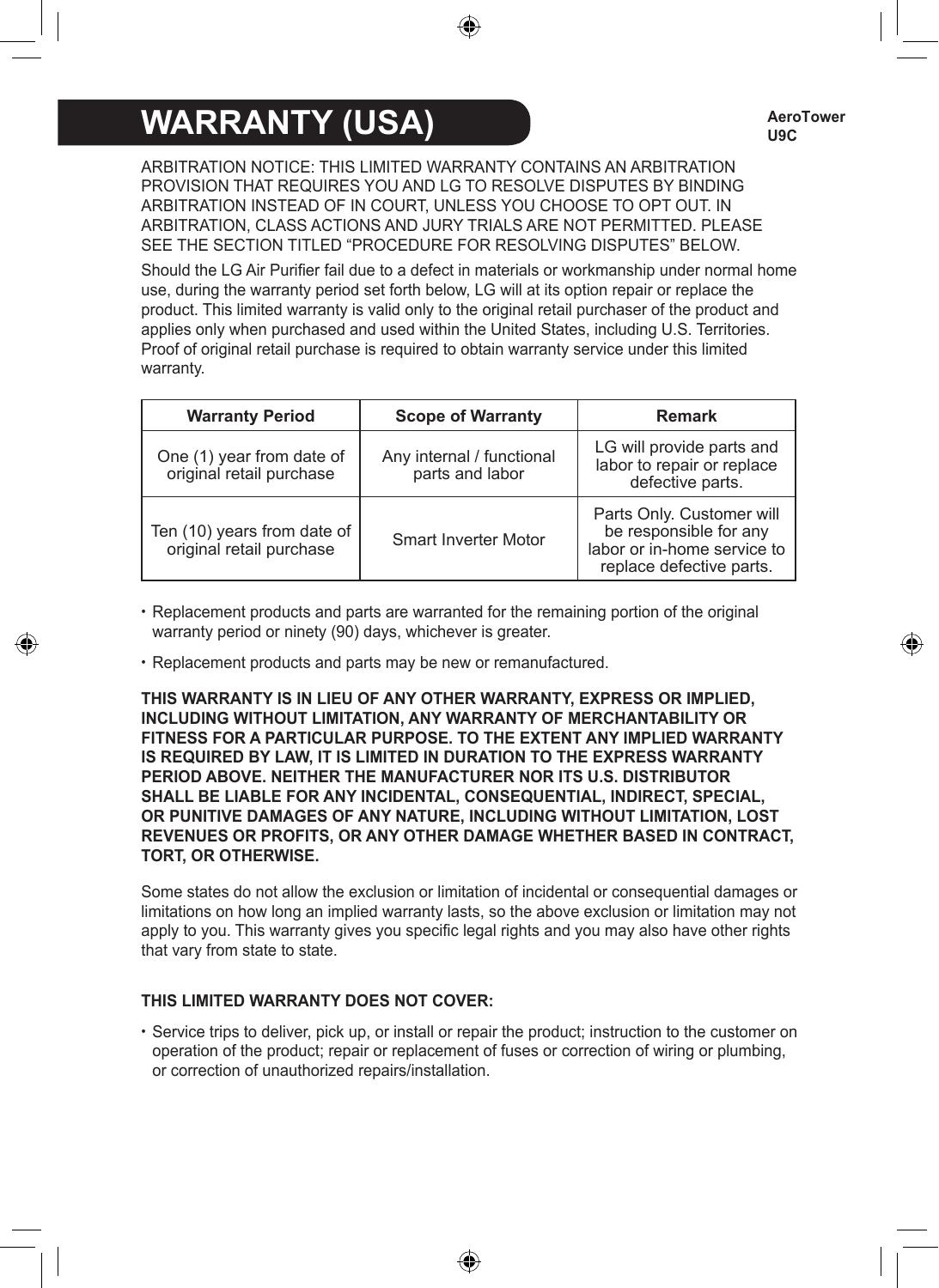# WARRANTY (USA)

**AeroTower U9C**

ARBITRATION NOTICE: THIS LIMITED WARRANTY CONTAINS AN ARBITRATION PROVISION THAT REQUIRES YOU AND LG TO RESOLVE DISPUTES BY BINDING ARBITRATION INSTEAD OF IN COURT, UNLESS YOU CHOOSE TO OPT OUT. IN ARBITRATION, CLASS ACTIONS AND JURY TRIALS ARE NOT PERMITTED. PLEASE SEE THE SECTION TITLED "PROCEDURE FOR RESOLVING DISPUTES" BELOW.

Should the LG Air Purifier fail due to a defect in materials or workmanship under normal home use, during the warranty period set forth below, LG will at its option repair or replace the product. This limited warranty is valid only to the original retail purchaser of the product and applies only when purchased and used within the United States, including U.S. Territories. Proof of original retail purchase is required to obtain warranty service under this limited warranty.

| Warranty Period | Scope of Warranty | Remark |
| --- | --- | --- |
| One (1) year from date of original retail purchase | Any internal / functional parts and labor | LG will provide parts and labor to repair or replace defective parts. |
| Ten (10) years from date of original retail purchase | Smart Inverter Motor | Parts Only. Customer will be responsible for any labor or in-home service to replace defective parts. |

- Replacement products and parts are warranted for the remaining portion of the original warranty period or ninety (90) days, whichever is greater.
- Replacement products and parts may be new or remanufactured.

**THIS WARRANTY IS IN LIEU OF ANY OTHER WARRANTY, EXPRESS OR IMPLIED, INCLUDING WITHOUT LIMITATION, ANY WARRANTY OF MERCHANTABILITY OR FITNESS FOR A PARTICULAR PURPOSE. TO THE EXTENT ANY IMPLIED WARRANTY IS REQUIRED BY LAW, IT IS LIMITED IN DURATION TO THE EXPRESS WARRANTY PERIOD ABOVE. NEITHER THE MANUFACTURER NOR ITS U.S. DISTRIBUTOR SHALL BE LIABLE FOR ANY INCIDENTAL, CONSEQUENTIAL, INDIRECT, SPECIAL, OR PUNITIVE DAMAGES OF ANY NATURE, INCLUDING WITHOUT LIMITATION, LOST REVENUES OR PROFITS, OR ANY OTHER DAMAGE WHETHER BASED IN CONTRACT, TORT, OR OTHERWISE.**

Some states do not allow the exclusion or limitation of incidental or consequential damages or limitations on how long an implied warranty lasts, so the above exclusion or limitation may not apply to you. This warranty gives you specific legal rights and you may also have other rights that vary from state to state.

**THIS LIMITED WARRANTY DOES NOT COVER:**

- Service trips to deliver, pick up, or install or repair the product; instruction to the customer on operation of the product; repair or replacement of fuses or correction of wiring or plumbing, or correction of unauthorized repairs/installation.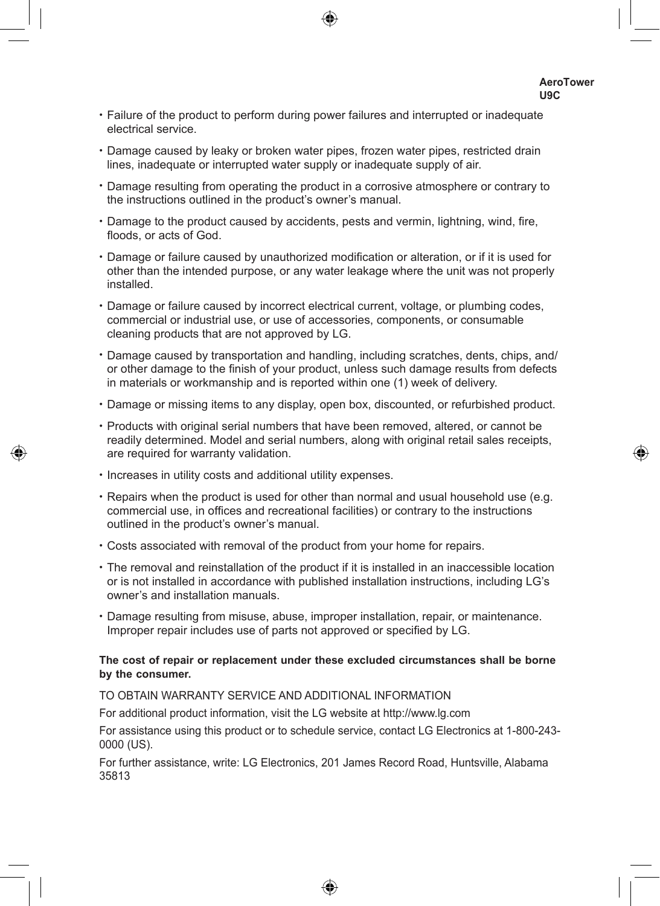- Failure of the product to perform during power failures and interrupted or inadequate electrical service.
- Damage caused by leaky or broken water pipes, frozen water pipes, restricted drain lines, inadequate or interrupted water supply or inadequate supply of air.
- Damage resulting from operating the product in a corrosive atmosphere or contrary to the instructions outlined in the product's owner's manual.
- Damage to the product caused by accidents, pests and vermin, lightning, wind, fire, floods, or acts of God.
- Damage or failure caused by unauthorized modification or alteration, or if it is used for other than the intended purpose, or any water leakage where the unit was not properly installed.
- Damage or failure caused by incorrect electrical current, voltage, or plumbing codes, commercial or industrial use, or use of accessories, components, or consumable cleaning products that are not approved by LG.
- Damage caused by transportation and handling, including scratches, dents, chips, and/or other damage to the finish of your product, unless such damage results from defects in materials or workmanship and is reported within one (1) week of delivery.
- Damage or missing items to any display, open box, discounted, or refurbished product.
- Products with original serial numbers that have been removed, altered, or cannot be readily determined. Model and serial numbers, along with original retail sales receipts, are required for warranty validation.
- Increases in utility costs and additional utility expenses.
- Repairs when the product is used for other than normal and usual household use (e.g. commercial use, in offices and recreational facilities) or contrary to the instructions outlined in the product's owner's manual.
- Costs associated with removal of the product from your home for repairs.
- The removal and reinstallation of the product if it is installed in an inaccessible location or is not installed in accordance with published installation instructions, including LG's owner's and installation manuals.
- Damage resulting from misuse, abuse, improper installation, repair, or maintenance. Improper repair includes use of parts not approved or specified by LG.

**The cost of repair or replacement under these excluded circumstances shall be borne by the consumer.**

TO OBTAIN WARRANTY SERVICE AND ADDITIONAL INFORMATION

For additional product information, visit the LG website at http://www.lg.com

For assistance using this product or to schedule service, contact LG Electronics at 1-800-243-0000 (US).

For further assistance, write: LG Electronics, 201 James Record Road, Huntsville, Alabama 35813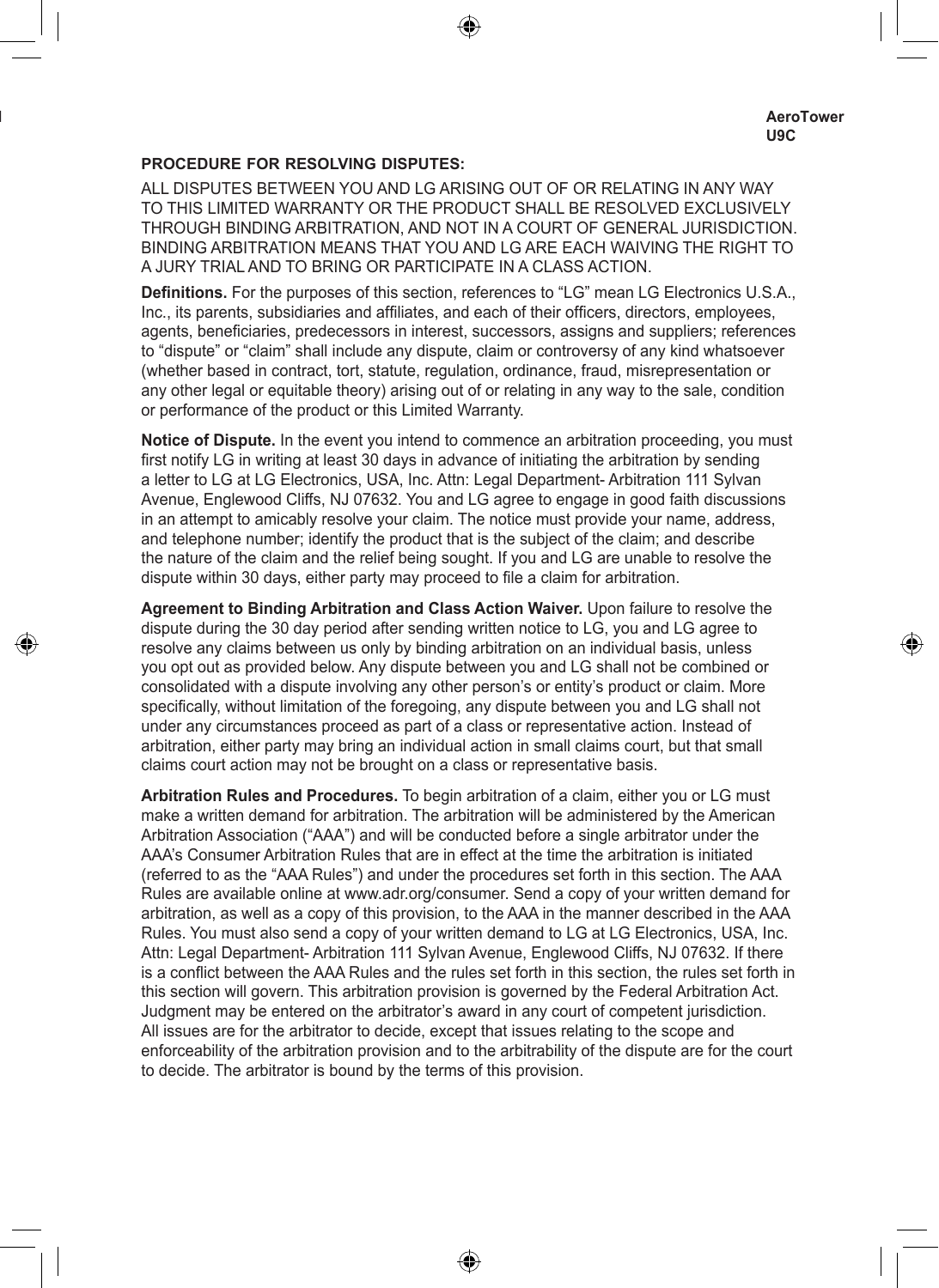AeroTower
U9C

## PROCEDURE FOR RESOLVING DISPUTES:

ALL DISPUTES BETWEEN YOU AND LG ARISING OUT OF OR RELATING IN ANY WAY TO THIS LIMITED WARRANTY OR THE PRODUCT SHALL BE RESOLVED EXCLUSIVELY THROUGH BINDING ARBITRATION, AND NOT IN A COURT OF GENERAL JURISDICTION. BINDING ARBITRATION MEANS THAT YOU AND LG ARE EACH WAIVING THE RIGHT TO A JURY TRIAL AND TO BRING OR PARTICIPATE IN A CLASS ACTION.

**Definitions.** For the purposes of this section, references to “LG” mean LG Electronics U.S.A., Inc., its parents, subsidiaries and affiliates, and each of their officers, directors, employees, agents, beneficiaries, predecessors in interest, successors, assigns and suppliers; references to “dispute” or “claim” shall include any dispute, claim or controversy of any kind whatsoever (whether based in contract, tort, statute, regulation, ordinance, fraud, misrepresentation or any other legal or equitable theory) arising out of or relating in any way to the sale, condition or performance of the product or this Limited Warranty.

**Notice of Dispute.** In the event you intend to commence an arbitration proceeding, you must first notify LG in writing at least 30 days in advance of initiating the arbitration by sending a letter to LG at LG Electronics, USA, Inc. Attn: Legal Department- Arbitration 111 Sylvan Avenue, Englewood Cliffs, NJ 07632. You and LG agree to engage in good faith discussions in an attempt to amicably resolve your claim. The notice must provide your name, address, and telephone number; identify the product that is the subject of the claim; and describe the nature of the claim and the relief being sought. If you and LG are unable to resolve the dispute within 30 days, either party may proceed to file a claim for arbitration.

**Agreement to Binding Arbitration and Class Action Waiver.** Upon failure to resolve the dispute during the 30 day period after sending written notice to LG, you and LG agree to resolve any claims between us only by binding arbitration on an individual basis, unless you opt out as provided below. Any dispute between you and LG shall not be combined or consolidated with a dispute involving any other person’s or entity’s product or claim. More specifically, without limitation of the foregoing, any dispute between you and LG shall not under any circumstances proceed as part of a class or representative action. Instead of arbitration, either party may bring an individual action in small claims court, but that small claims court action may not be brought on a class or representative basis.

**Arbitration Rules and Procedures.** To begin arbitration of a claim, either you or LG must make a written demand for arbitration. The arbitration will be administered by the American Arbitration Association (“AAA”) and will be conducted before a single arbitrator under the AAA’s Consumer Arbitration Rules that are in effect at the time the arbitration is initiated (referred to as the “AAA Rules”) and under the procedures set forth in this section. The AAA Rules are available online at www.adr.org/consumer. Send a copy of your written demand for arbitration, as well as a copy of this provision, to the AAA in the manner described in the AAA Rules. You must also send a copy of your written demand to LG at LG Electronics, USA, Inc. Attn: Legal Department- Arbitration 111 Sylvan Avenue, Englewood Cliffs, NJ 07632. If there is a conflict between the AAA Rules and the rules set forth in this section, the rules set forth in this section will govern. This arbitration provision is governed by the Federal Arbitration Act. Judgment may be entered on the arbitrator’s award in any court of competent jurisdiction. All issues are for the arbitrator to decide, except that issues relating to the scope and enforceability of the arbitration provision and to the arbitrability of the dispute are for the court to decide. The arbitrator is bound by the terms of this provision.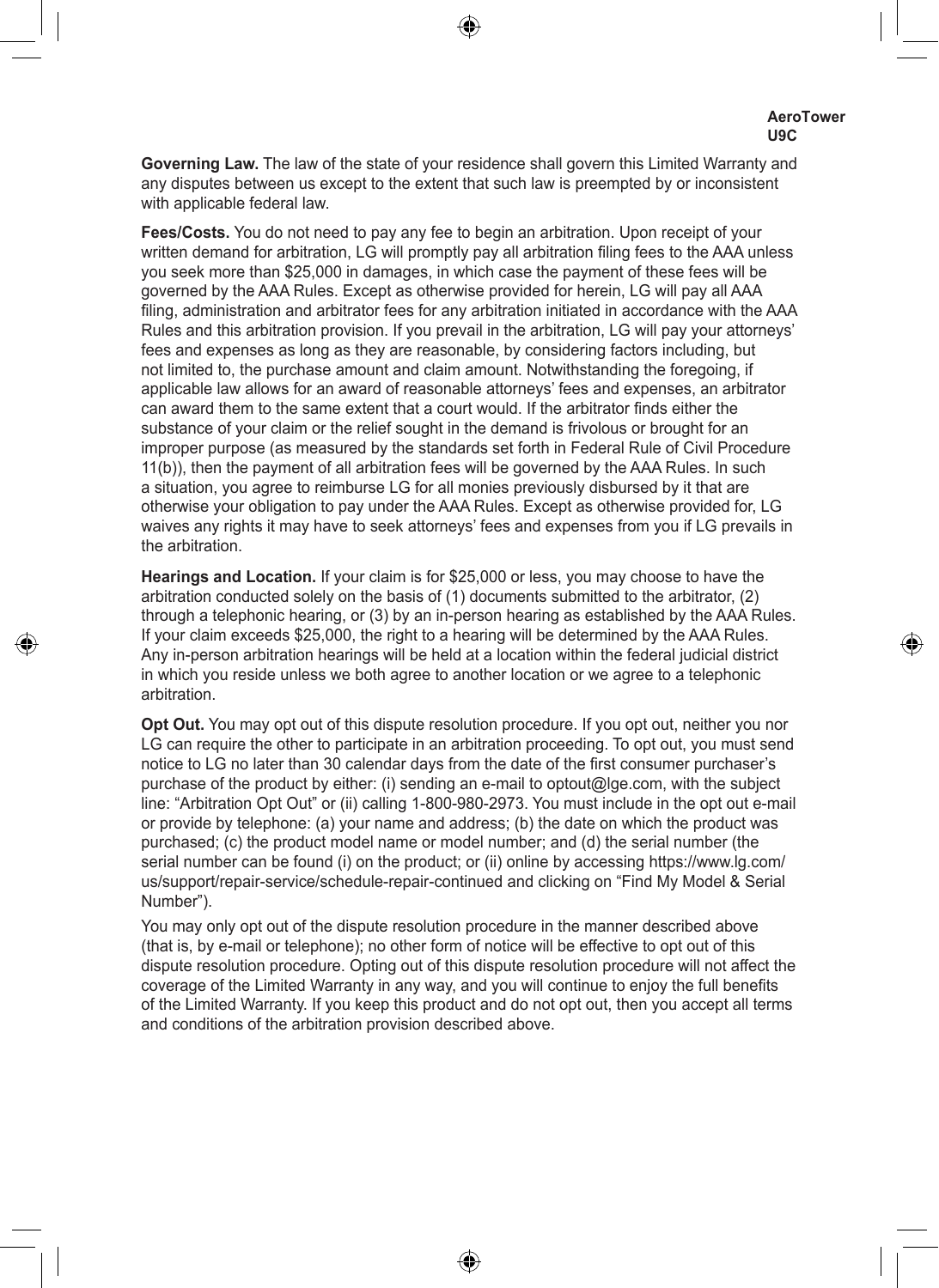**Governing Law.** The law of the state of your residence shall govern this Limited Warranty and any disputes between us except to the extent that such law is preempted by or inconsistent with applicable federal law.

**Fees/Costs.** You do not need to pay any fee to begin an arbitration. Upon receipt of your written demand for arbitration, LG will promptly pay all arbitration filing fees to the AAA unless you seek more than $25,000 in damages, in which case the payment of these fees will be governed by the AAA Rules. Except as otherwise provided for herein, LG will pay all AAA filing, administration and arbitrator fees for any arbitration initiated in accordance with the AAA Rules and this arbitration provision. If you prevail in the arbitration, LG will pay your attorneys' fees and expenses as long as they are reasonable, by considering factors including, but not limited to, the purchase amount and claim amount. Notwithstanding the foregoing, if applicable law allows for an award of reasonable attorneys' fees and expenses, an arbitrator can award them to the same extent that a court would. If the arbitrator finds either the substance of your claim or the relief sought in the demand is frivolous or brought for an improper purpose (as measured by the standards set forth in Federal Rule of Civil Procedure 11(b)), then the payment of all arbitration fees will be governed by the AAA Rules. In such a situation, you agree to reimburse LG for all monies previously disbursed by it that are otherwise your obligation to pay under the AAA Rules. Except as otherwise provided for, LG waives any rights it may have to seek attorneys' fees and expenses from you if LG prevails in the arbitration.

**Hearings and Location.** If your claim is for $25,000 or less, you may choose to have the arbitration conducted solely on the basis of (1) documents submitted to the arbitrator, (2) through a telephonic hearing, or (3) by an in-person hearing as established by the AAA Rules. If your claim exceeds $25,000, the right to a hearing will be determined by the AAA Rules. Any in-person arbitration hearings will be held at a location within the federal judicial district in which you reside unless we both agree to another location or we agree to a telephonic arbitration.

**Opt Out.** You may opt out of this dispute resolution procedure. If you opt out, neither you nor LG can require the other to participate in an arbitration proceeding. To opt out, you must send notice to LG no later than 30 calendar days from the date of the first consumer purchaser's purchase of the product by either: (i) sending an e-mail to optout@lge.com, with the subject line: "Arbitration Opt Out" or (ii) calling 1-800-980-2973. You must include in the opt out e-mail or provide by telephone: (a) your name and address; (b) the date on which the product was purchased; (c) the product model name or model number; and (d) the serial number (the serial number can be found (i) on the product; or (ii) online by accessing https://www.lg.com/us/support/repair-service/schedule-repair-continued and clicking on "Find My Model & Serial Number").

You may only opt out of the dispute resolution procedure in the manner described above (that is, by e-mail or telephone); no other form of notice will be effective to opt out of this dispute resolution procedure. Opting out of this dispute resolution procedure will not affect the coverage of the Limited Warranty in any way, and you will continue to enjoy the full benefits of the Limited Warranty. If you keep this product and do not opt out, then you accept all terms and conditions of the arbitration provision described above.